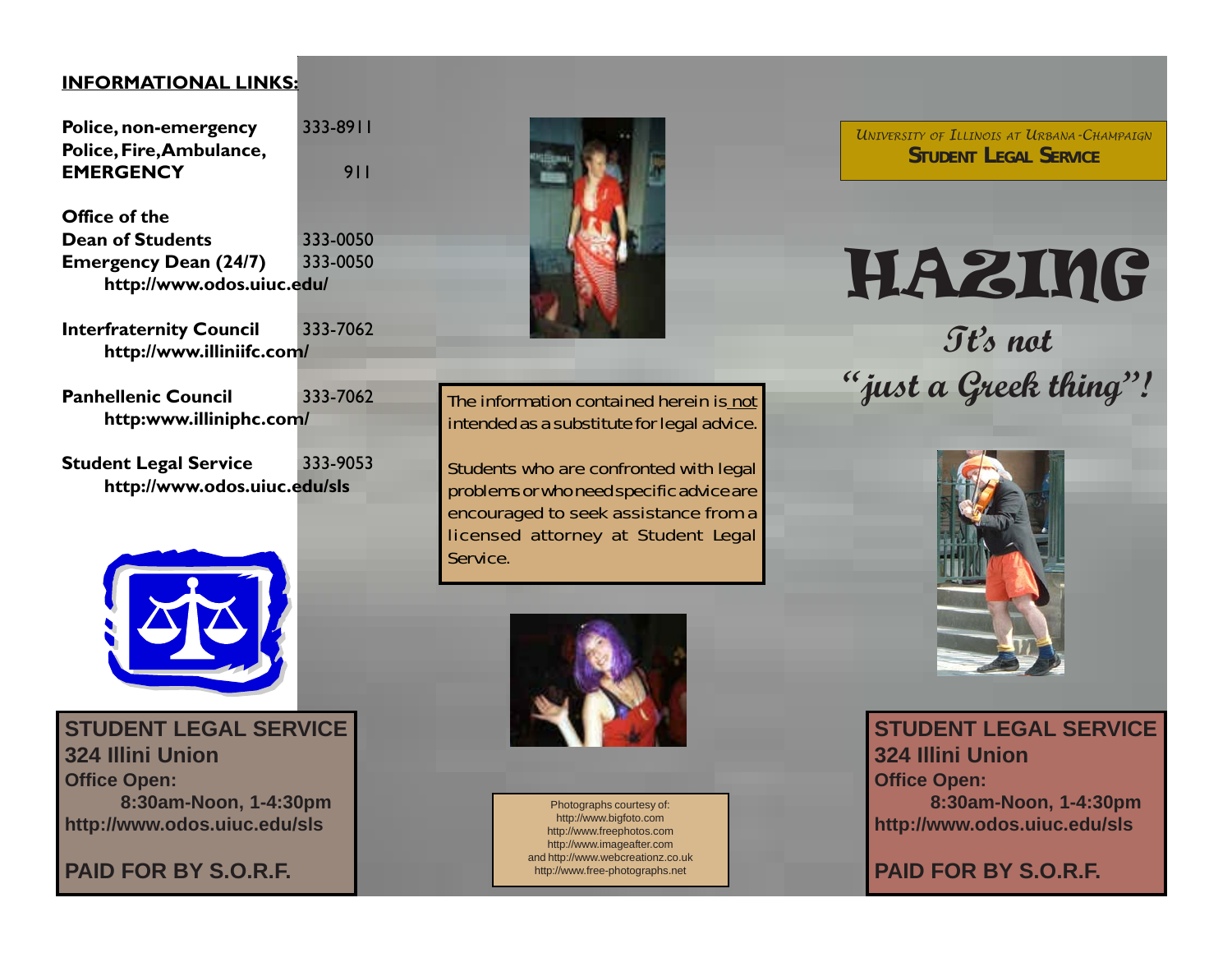**INFORMATIONAL LINKS:**

| | |
|---|---|
| **Police, non-emergency** | 333-8911 |
| **Police, Fire, Ambulance, EMERGENCY** | 911 |
| **Office of the Dean of Students** | 333-0050 |
| **Emergency Dean (24/7)** | 333-0050 |
| **http://www.odos.uiuc.edu/** | |
| **Interfraternity Council** | 333-7062 |
| **http://www.illiniifc.com/** | |
| **Panhellenic Council** | 333-7062 |
| **http:www.illiniphc.com/** | |
| **Student Legal Service** | 333-9053 |
| **http://www.odos.uiuc.edu/sls** | |

**STUDENT LEGAL SERVICE**
**324 Illini Union**
**Office Open:**
**8:30am-Noon, 1-4:30pm**
**http://www.odos.uiuc.edu/sls**

**PAID FOR BY S.O.R.F.**

The information contained herein is not intended as a substitute for legal advice.

Students who are confronted with legal problems or who need specific advice are encouraged to seek assistance from a licensed attorney at Student Legal Service.

Photographs courtesy of:
http://www.bigfoto.com
http://www.freephotos.com
http://www.imageafter.com
and http://www.webcreationz.co.uk
http://www.free-photographs.net

*University of Illinois at Urbana-Champaign*
**Student Legal Service**

# HAZING

## *It's not "just a Greek thing"!*

**STUDENT LEGAL SERVICE**
**324 Illini Union**
**Office Open:**
**8:30am-Noon, 1-4:30pm**
**http://www.odos.uiuc.edu/sls**

**PAID FOR BY S.O.R.F.**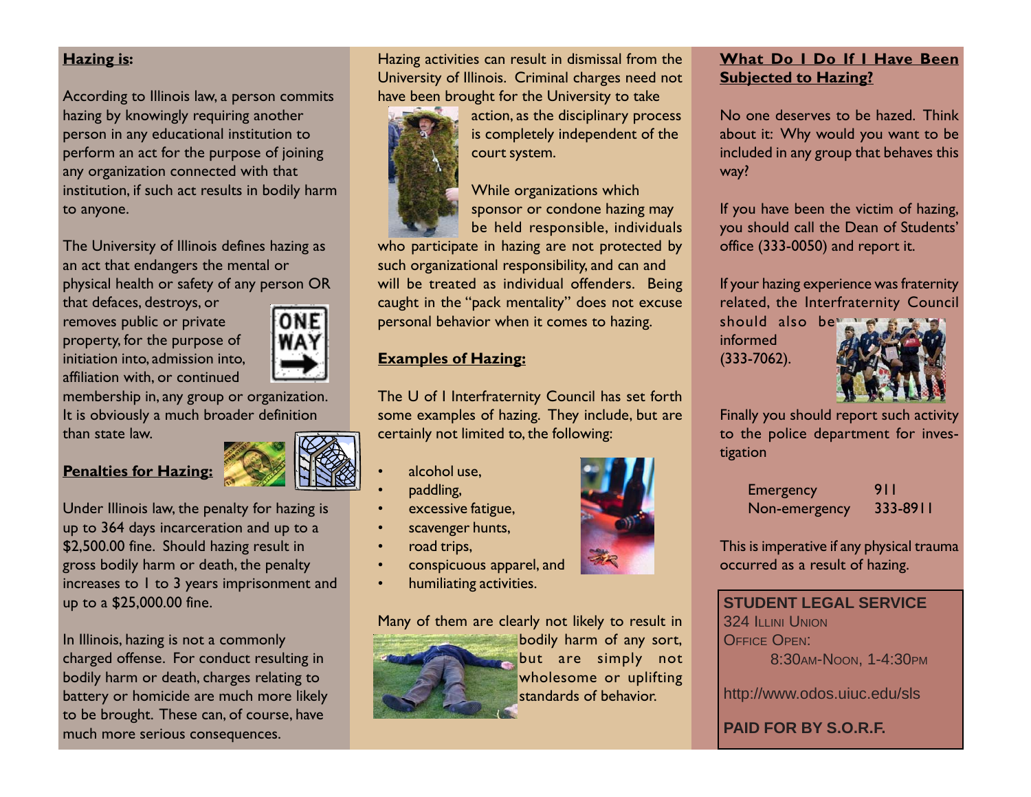**Hazing is:**

According to Illinois law, a person commits hazing by knowingly requiring another person in any educational institution to perform an act for the purpose of joining any organization connected with that institution, if such act results in bodily harm to anyone.

The University of Illinois defines hazing as an act that endangers the mental or physical health or safety of any person OR that defaces, destroys, or removes public or private property, for the purpose of initiation into, admission into, affiliation with, or continued membership in, any group or organization. It is obviously a much broader definition than state law.

**Penalties for Hazing:**

Under Illinois law, the penalty for hazing is up to 364 days incarceration and up to a $2,500.00 fine. Should hazing result in gross bodily harm or death, the penalty increases to 1 to 3 years imprisonment and up to a $25,000.00 fine.

In Illinois, hazing is not a commonly charged offense. For conduct resulting in bodily harm or death, charges relating to battery or homicide are much more likely to be brought. These can, of course, have much more serious consequences.

Hazing activities can result in dismissal from the University of Illinois. Criminal charges need not have been brought for the University to take action, as the disciplinary process is completely independent of the court system.

While organizations which sponsor or condone hazing may be held responsible, individuals who participate in hazing are not protected by such organizational responsibility, and can and will be treated as individual offenders. Being caught in the "pack mentality" does not excuse personal behavior when it comes to hazing.

**Examples of Hazing:**

The U of I Interfraternity Council has set forth some examples of hazing. They include, but are certainly not limited to, the following:

- alcohol use,
- paddling,
- excessive fatigue,
- scavenger hunts,
- road trips,
- conspicuous apparel, and
- humiliating activities.

Many of them are clearly not likely to result in bodily harm of any sort, but are simply not wholesome or uplifting standards of behavior.

**What Do I Do If I Have Been Subjected to Hazing?**

No one deserves to be hazed. Think about it: Why would you want to be included in any group that behaves this way?

If you have been the victim of hazing, you should call the Dean of Students' office (333-0050) and report it.

If your hazing experience was fraternity related, the Interfraternity Council should also be informed (333-7062).

Finally you should report such activity to the police department for investigation

| | |
|---|---|
| Emergency | 911 |
| Non-emergency | 333-8911 |

This is imperative if any physical trauma occurred as a result of hazing.

**STUDENT LEGAL SERVICE**
324 Illini Union
Office Open:
8:30am-Noon, 1-4:30pm

http://www.odos.uiuc.edu/sls

**PAID FOR BY S.O.R.F.**